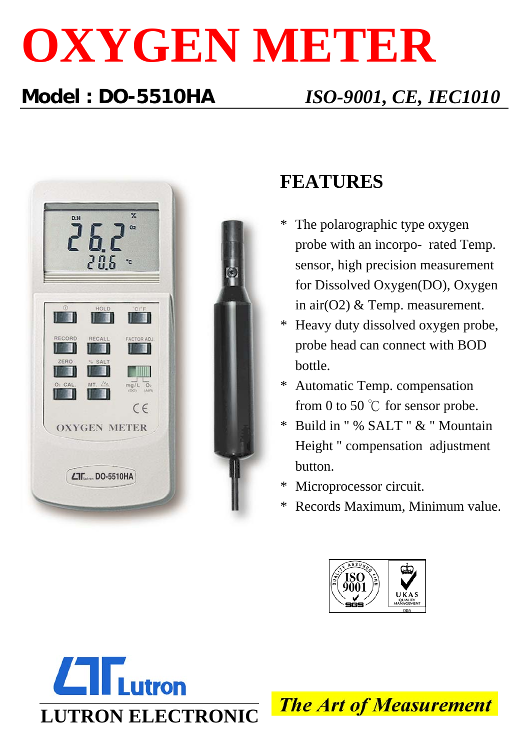# OXYGEN METER

**Model : DO-5510HA** *ISO-9001, CE, IEC1010*

## FEATURES

* The polarographic type oxygen probe with an incorpo- rated Temp. sensor, high precision measurement for Dissolved Oxygen(DO), Oxygen in air(O2) & Temp. measurement.
* Heavy duty dissolved oxygen probe, probe head can connect with BOD bottle.
* Automatic Temp. compensation from 0 to 50 ℃ for sensor probe.
* Build in " % SALT " & " Mountain Height " compensation adjustment button.
* Microprocessor circuit.
* Records Maximum, Minimum value.

**LUTRON ELECTRONIC**

***The Art of Measurement***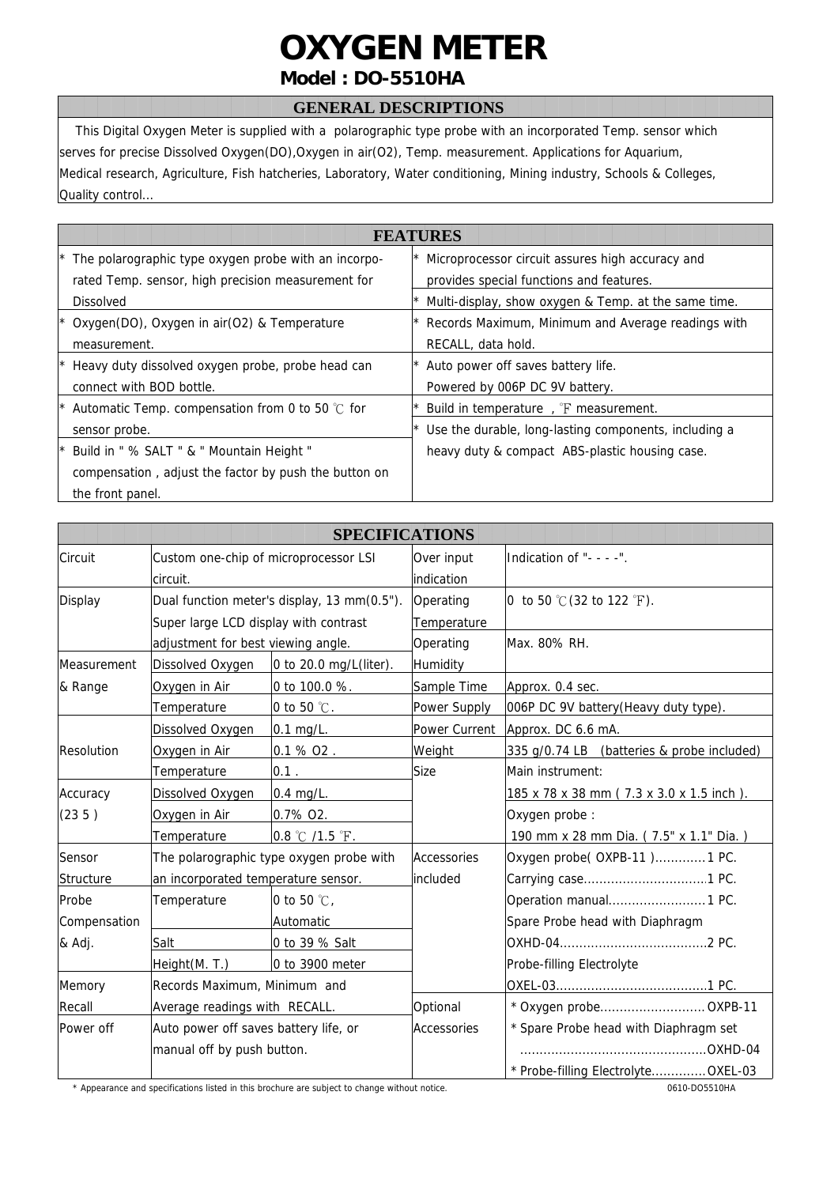# OXYGEN METER

**Model : DO-5510HA**

## GENERAL DESCRIPTIONS

This Digital Oxygen Meter is supplied with a polarographic type probe with an incorporated Temp. sensor which serves for precise Dissolved Oxygen(DO),Oxygen in air(O2), Temp. measurement. Applications for Aquarium, Medical research, Agriculture, Fish hatcheries, Laboratory, Water conditioning, Mining industry, Schools & Colleges, Quality control...

## FEATURES

* The polarographic type oxygen probe with an incorporated Temp. sensor, high precision measurement for Dissolved
* Oxygen(DO), Oxygen in air(O2) & Temperature measurement.
* Heavy duty dissolved oxygen probe, probe head can connect with BOD bottle.
* Automatic Temp. compensation from 0 to 50 ℃ for sensor probe.
* Build in " % SALT " & " Mountain Height " compensation , adjust the factor by push the button on the front panel.
* Microprocessor circuit assures high accuracy and provides special functions and features.
* Multi-display, show oxygen & Temp. at the same time.
* Records Maximum, Minimum and Average readings with RECALL, data hold.
* Auto power off saves battery life. Powered by 006P DC 9V battery.
* Build in temperature , ℉ measurement.
* Use the durable, long-lasting components, including a heavy duty & compact ABS-plastic housing case.

## SPECIFICATIONS

| | | |
|---|---|---|
| Circuit | Custom one-chip of microprocessor LSI circuit. | |
| Display | Dual function meter's display, 13 mm(0.5"). Super large LCD display with contrast adjustment for best viewing angle. | |
| Measurement & Range | Dissolved Oxygen | 0 to 20.0 mg/L(liter). |
| | Oxygen in Air | 0 to 100.0 %. |
| | Temperature | 0 to 50 ℃. |
| Resolution | Dissolved Oxygen | 0.1 mg/L. |
| | Oxygen in Air | 0.1 % O2 . |
| | Temperature | 0.1 . |
| Accuracy (23 5 ) | Dissolved Oxygen | 0.4 mg/L. |
| | Oxygen in Air | 0.7% O2. |
| | Temperature | 0.8 ℃ /1.5 ℉. |
| Sensor Structure | The polarographic type oxygen probe with an incorporated temperature sensor. | |
| Probe Compensation & Adj. | Temperature | 0 to 50 ℃, Automatic |
| | Salt | 0 to 39 % Salt |
| | Height(M. T.) | 0 to 3900 meter |
| Memory Recall | Records Maximum, Minimum and Average readings with RECALL. | |
| Power off | Auto power off saves battery life, or manual off by push button. | |

| | |
|---|---|
| Over input indication | Indication of "- - - -". |
| Operating Temperature | 0 to 50 ℃(32 to 122 ℉). |
| Operating Humidity | Max. 80% RH. |
| Sample Time | Approx. 0.4 sec. |
| Power Supply | 006P DC 9V battery(Heavy duty type). |
| Power Current | Approx. DC 6.6 mA. |
| Weight | 335 g/0.74 LB (batteries & probe included) |
| Size | Main instrument: 185 x 78 x 38 mm ( 7.3 x 3.0 x 1.5 inch ). Oxygen probe : 190 mm x 28 mm Dia. ( 7.5" x 1.1" Dia. ) |
| Accessories included | Oxygen probe( OXPB-11 )............1 PC. Carrying case...............................1 PC. Operation manual.........................1 PC. Spare Probe head with Diaphragm OXHD-04.....................................2 PC. Probe-filling Electrolyte OXEL-03.......................................1 PC. |
| Optional Accessories | * Oxygen probe........................... OXPB-11 * Spare Probe head with Diaphragm set ...............................................OXHD-04 * Probe-filling Electrolyte.............OXEL-03 |

* Appearance and specifications listed in this brochure are subject to change without notice.

0610-DO5510HA